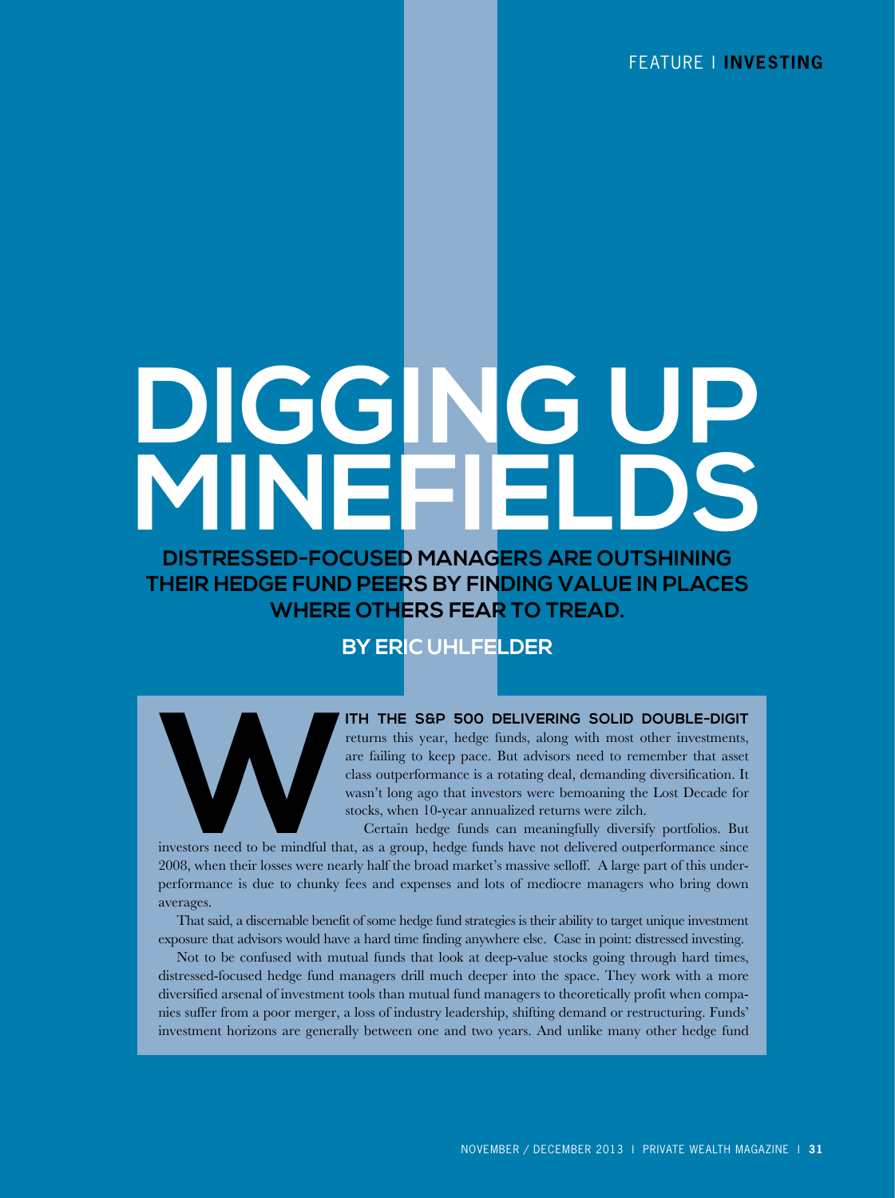# DIGGING UP MINEFIELDS

## DISTRESSED-FOCUSED MANAGERS ARE OUTSHINING THEIR HEDGE FUND PEERS BY FINDING VALUE IN PLACES WHERE OTHERS FEAR TO TREAD.

### BY ERIC UHLFELDER

**WITH THE S&P 500 DELIVERING SOLID DOUBLE-DIGIT** returns this year, hedge funds, along with most other investments, are failing to keep pace. But advisors need to remember that asset class outperformance is a rotating deal, demanding diversification. It wasn't long ago that investors were bemoaning the Lost Decade for stocks, when 10-year annualized returns were zilch.

Certain hedge funds can meaningfully diversify portfolios. But investors need to be mindful that, as a group, hedge funds have not delivered outperformance since 2008, when their losses were nearly half the broad market's massive selloff. A large part of this underperformance is due to chunky fees and expenses and lots of mediocre managers who bring down averages.

That said, a discernable benefit of some hedge fund strategies is their ability to target unique investment exposure that advisors would have a hard time finding anywhere else. Case in point: distressed investing.

Not to be confused with mutual funds that look at deep-value stocks going through hard times, distressed-focused hedge fund managers drill much deeper into the space. They work with a more diversified arsenal of investment tools than mutual fund managers to theoretically profit when companies suffer from a poor merger, a loss of industry leadership, shifting demand or restructuring. Funds' investment horizons are generally between one and two years. And unlike many other hedge fund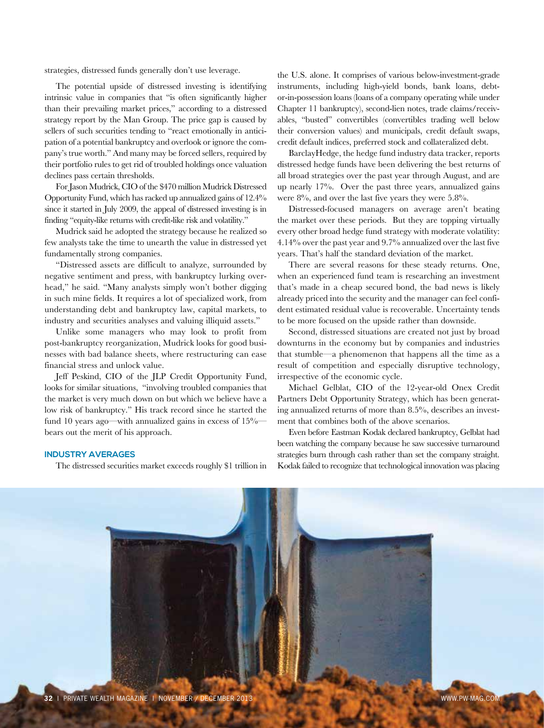strategies, distressed funds generally don't use leverage.

The potential upside of distressed investing is identifying intrinsic value in companies that "is often significantly higher than their prevailing market prices," according to a distressed strategy report by the Man Group. The price gap is caused by sellers of such securities tending to "react emotionally in anticipation of a potential bankruptcy and overlook or ignore the company's true worth." And many may be forced sellers, required by their portfolio rules to get rid of troubled holdings once valuation declines pass certain thresholds.

For Jason Mudrick, CIO of the $470 million Mudrick Distressed Opportunity Fund, which has racked up annualized gains of 12.4% since it started in July 2009, the appeal of distressed investing is in finding "equity-like returns with credit-like risk and volatility."

Mudrick said he adopted the strategy because he realized so few analysts take the time to unearth the value in distressed yet fundamentally strong companies.

"Distressed assets are difficult to analyze, surrounded by negative sentiment and press, with bankruptcy lurking overhead," he said. "Many analysts simply won't bother digging in such mine fields. It requires a lot of specialized work, from understanding debt and bankruptcy law, capital markets, to industry and securities analyses and valuing illiquid assets."

Unlike some managers who may look to profit from post-bankruptcy reorganization, Mudrick looks for good businesses with bad balance sheets, where restructuring can ease financial stress and unlock value.

Jeff Peskind, CIO of the JLP Credit Opportunity Fund, looks for similar situations, "involving troubled companies that the market is very much down on but which we believe have a low risk of bankruptcy." His track record since he started the fund 10 years ago—with annualized gains in excess of 15%—bears out the merit of his approach.

## INDUSTRY AVERAGES

The distressed securities market exceeds roughly $1 trillion in the U.S. alone. It comprises of various below-investment-grade instruments, including high-yield bonds, bank loans, debtor-in-possession loans (loans of a company operating while under Chapter 11 bankruptcy), second-lien notes, trade claims/receivables, "busted" convertibles (convertibles trading well below their conversion values) and municipals, credit default swaps, credit default indices, preferred stock and collateralized debt.

BarclayHedge, the hedge fund industry data tracker, reports distressed hedge funds have been delivering the best returns of all broad strategies over the past year through August, and are up nearly 17%. Over the past three years, annualized gains were 8%, and over the last five years they were 5.8%.

Distressed-focused managers on average aren't beating the market over these periods. But they are topping virtually every other broad hedge fund strategy with moderate volatility: 4.14% over the past year and 9.7% annualized over the last five years. That's half the standard deviation of the market.

There are several reasons for these steady returns. One, when an experienced fund team is researching an investment that's made in a cheap secured bond, the bad news is likely already priced into the security and the manager can feel confident estimated residual value is recoverable. Uncertainty tends to be more focused on the upside rather than downside.

Second, distressed situations are created not just by broad downturns in the economy but by companies and industries that stumble—a phenomenon that happens all the time as a result of competition and especially disruptive technology, irrespective of the economic cycle.

Michael Gelblat, CIO of the 12-year-old Onex Credit Partners Debt Opportunity Strategy, which has been generating annualized returns of more than 8.5%, describes an investment that combines both of the above scenarios.

Even before Eastman Kodak declared bankruptcy, Gelblat had been watching the company because he saw successive turnaround strategies burn through cash rather than set the company straight. Kodak failed to recognize that technological innovation was placing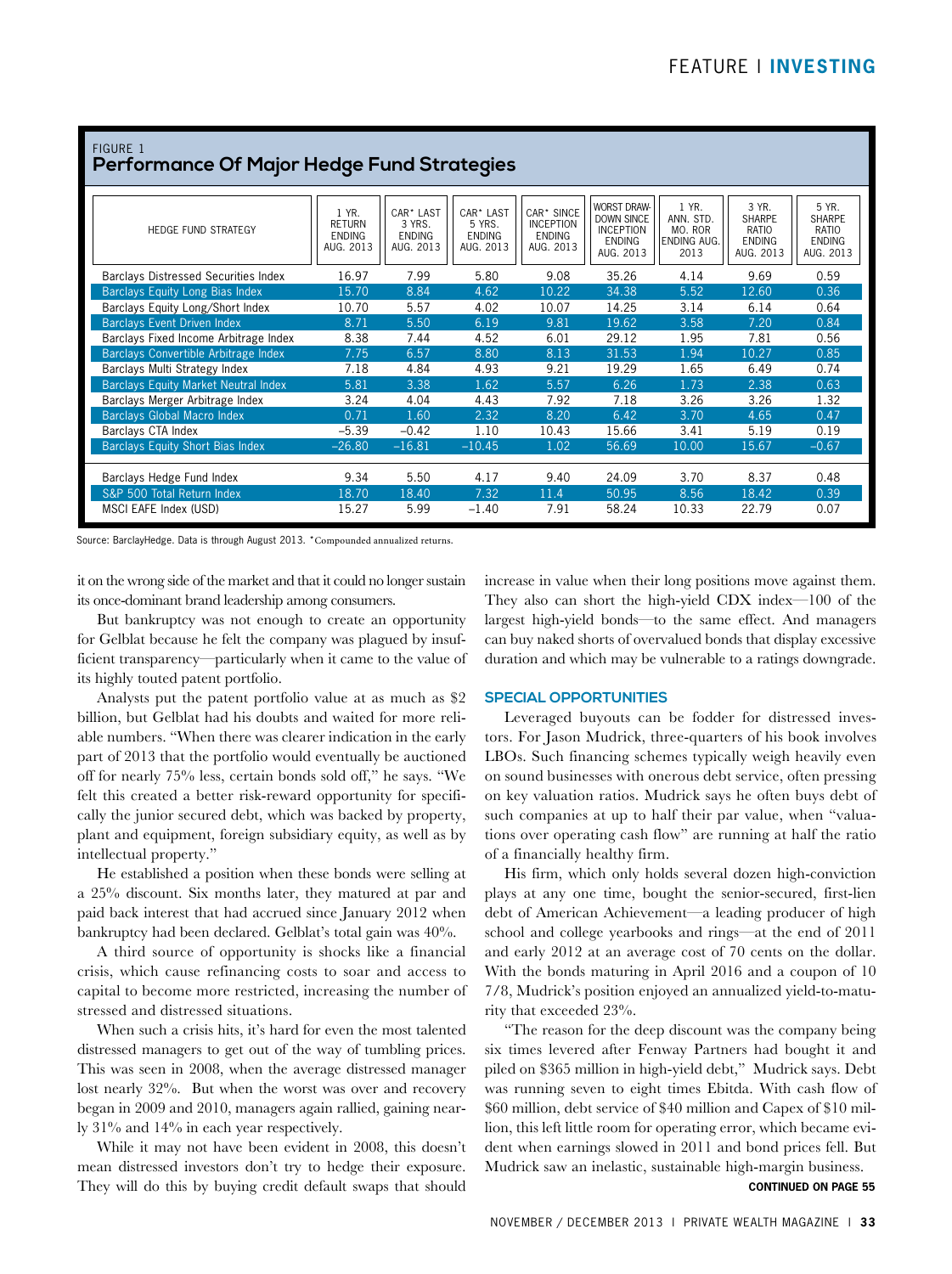FIGURE 1

## Performance Of Major Hedge Fund Strategies

| HEDGE FUND STRATEGY | 1 YR. RETURN ENDING AUG. 2013 | CAR* LAST 3 YRS. ENDING AUG. 2013 | CAR* LAST 5 YRS. ENDING AUG. 2013 | CAR* SINCE INCEPTION ENDING AUG. 2013 | WORST DRAW-DOWN SINCE INCEPTION ENDING AUG. 2013 | 1 YR. ANN. STD. MO. ROR ENDING AUG. 2013 | 3 YR. SHARPE RATIO ENDING AUG. 2013 | 5 YR. SHARPE RATIO ENDING AUG. 2013 |
|---|---|---|---|---|---|---|---|---|
| Barclays Distressed Securities Index | 16.97 | 7.99 | 5.80 | 9.08 | 35.26 | 4.14 | 9.69 | 0.59 |
| Barclays Equity Long Bias Index | 15.70 | 8.84 | 4.62 | 10.22 | 34.38 | 5.52 | 12.60 | 0.36 |
| Barclays Equity Long/Short Index | 10.70 | 5.57 | 4.02 | 10.07 | 14.25 | 3.14 | 6.14 | 0.64 |
| Barclays Event Driven Index | 8.71 | 5.50 | 6.19 | 9.81 | 19.62 | 3.58 | 7.20 | 0.84 |
| Barclays Fixed Income Arbitrage Index | 8.38 | 7.44 | 4.52 | 6.01 | 29.12 | 1.95 | 7.81 | 0.56 |
| Barclays Convertible Arbitrage Index | 7.75 | 6.57 | 8.80 | 8.13 | 31.53 | 1.94 | 10.27 | 0.85 |
| Barclays Multi Strategy Index | 7.18 | 4.84 | 4.93 | 9.21 | 19.29 | 1.65 | 6.49 | 0.74 |
| Barclays Equity Market Neutral Index | 5.81 | 3.38 | 1.62 | 5.57 | 6.26 | 1.73 | 2.38 | 0.63 |
| Barclays Merger Arbitrage Index | 3.24 | 4.04 | 4.43 | 7.92 | 7.18 | 3.26 | 3.26 | 1.32 |
| Barclays Global Macro Index | 0.71 | 1.60 | 2.32 | 8.20 | 6.42 | 3.70 | 4.65 | 0.47 |
| Barclays CTA Index | –5.39 | –0.42 | 1.10 | 10.43 | 15.66 | 3.41 | 5.19 | 0.19 |
| Barclays Equity Short Bias Index | –26.80 | –16.81 | –10.45 | 1.02 | 56.69 | 10.00 | 15.67 | –0.67 |
| Barclays Hedge Fund Index | 9.34 | 5.50 | 4.17 | 9.40 | 24.09 | 3.70 | 8.37 | 0.48 |
| S&P 500 Total Return Index | 18.70 | 18.40 | 7.32 | 11.4 | 50.95 | 8.56 | 18.42 | 0.39 |
| MSCI EAFE Index (USD) | 15.27 | 5.99 | –1.40 | 7.91 | 58.24 | 10.33 | 22.79 | 0.07 |

Source: BarclayHedge. Data is through August 2013. *Compounded annualized returns.

it on the wrong side of the market and that it could no longer sustain its once-dominant brand leadership among consumers.

But bankruptcy was not enough to create an opportunity for Gelblat because he felt the company was plagued by insufficient transparency—particularly when it came to the value of its highly touted patent portfolio.

Analysts put the patent portfolio value at as much as $2 billion, but Gelblat had his doubts and waited for more reliable numbers. "When there was clearer indication in the early part of 2013 that the portfolio would eventually be auctioned off for nearly 75% less, certain bonds sold off," he says. "We felt this created a better risk-reward opportunity for specifically the junior secured debt, which was backed by property, plant and equipment, foreign subsidiary equity, as well as by intellectual property."

He established a position when these bonds were selling at a 25% discount. Six months later, they matured at par and paid back interest that had accrued since January 2012 when bankruptcy had been declared. Gelblat's total gain was 40%.

A third source of opportunity is shocks like a financial crisis, which cause refinancing costs to soar and access to capital to become more restricted, increasing the number of stressed and distressed situations.

When such a crisis hits, it's hard for even the most talented distressed managers to get out of the way of tumbling prices. This was seen in 2008, when the average distressed manager lost nearly 32%. But when the worst was over and recovery began in 2009 and 2010, managers again rallied, gaining nearly 31% and 14% in each year respectively.

While it may not have been evident in 2008, this doesn't mean distressed investors don't try to hedge their exposure. They will do this by buying credit default swaps that should increase in value when their long positions move against them. They also can short the high-yield CDX index—100 of the largest high-yield bonds—to the same effect. And managers can buy naked shorts of overvalued bonds that display excessive duration and which may be vulnerable to a ratings downgrade.

### SPECIAL OPPORTUNITIES

Leveraged buyouts can be fodder for distressed investors. For Jason Mudrick, three-quarters of his book involves LBOs. Such financing schemes typically weigh heavily even on sound businesses with onerous debt service, often pressing on key valuation ratios. Mudrick says he often buys debt of such companies at up to half their par value, when "valuations over operating cash flow" are running at half the ratio of a financially healthy firm.

His firm, which only holds several dozen high-conviction plays at any one time, bought the senior-secured, first-lien debt of American Achievement—a leading producer of high school and college yearbooks and rings—at the end of 2011 and early 2012 at an average cost of 70 cents on the dollar. With the bonds maturing in April 2016 and a coupon of 10 7/8, Mudrick's position enjoyed an annualized yield-to-maturity that exceeded 23%.

"The reason for the deep discount was the company being six times levered after Fenway Partners had bought it and piled on $365 million in high-yield debt," Mudrick says. Debt was running seven to eight times Ebitda. With cash flow of $60 million, debt service of $40 million and Capex of $10 million, this left little room for operating error, which became evident when earnings slowed in 2011 and bond prices fell. But Mudrick saw an inelastic, sustainable high-margin business.

**CONTINUED ON PAGE 55**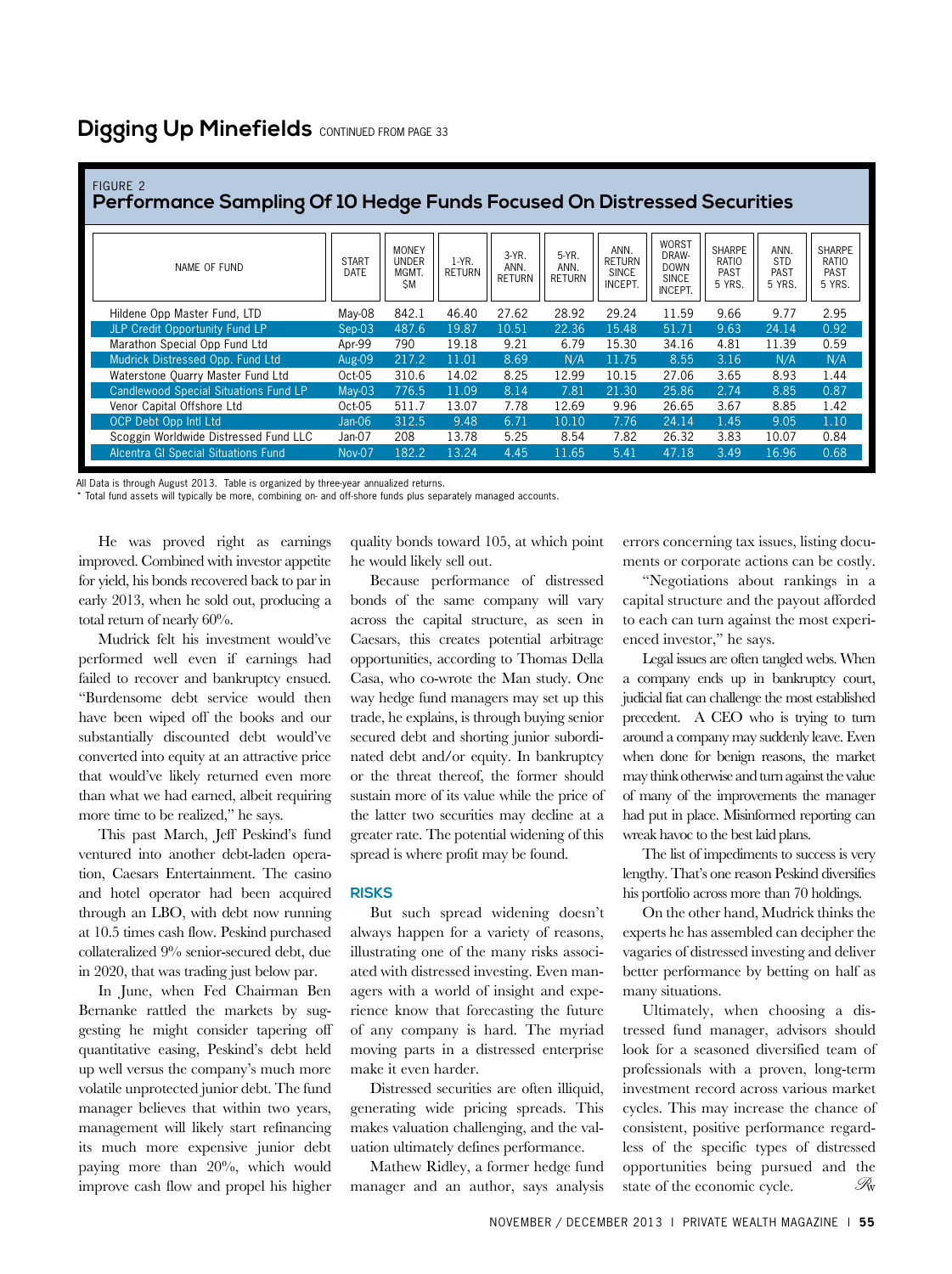## Digging Up Minefields CONTINUED FROM PAGE 33

FIGURE 2
### Performance Sampling Of 10 Hedge Funds Focused On Distressed Securities

| NAME OF FUND | START DATE | MONEY UNDER MGMT. $M | 1-YR. RETURN | 3-YR. ANN. RETURN | 5-YR. ANN. RETURN | ANN. RETURN SINCE INCEPT. | WORST DRAW-DOWN SINCE INCEPT. | SHARPE RATIO PAST 5 YRS. | ANN. STD PAST 5 YRS. | SHARPE RATIO PAST 5 YRS. |
|---|---|---|---|---|---|---|---|---|---|---|
| Hildene Opp Master Fund, LTD | May-08 | 842.1 | 46.40 | 27.62 | 28.92 | 29.24 | 11.59 | 9.66 | 9.77 | 2.95 |
| JLP Credit Opportunity Fund LP | Sep-03 | 487.6 | 19.87 | 10.51 | 22.36 | 15.48 | 51.71 | 9.63 | 24.14 | 0.92 |
| Marathon Special Opp Fund Ltd | Apr-99 | 790 | 19.18 | 9.21 | 6.79 | 15.30 | 34.16 | 4.81 | 11.39 | 0.59 |
| Mudrick Distressed Opp. Fund Ltd | Aug-09 | 217.2 | 11.01 | 8.69 | N/A | 11.75 | 8.55 | 3.16 | N/A | N/A |
| Waterstone Quarry Master Fund Ltd | Oct-05 | 310.6 | 14.02 | 8.25 | 12.99 | 10.15 | 27.06 | 3.65 | 8.93 | 1.44 |
| Candlewood Special Situations Fund LP | May-03 | 776.5 | 11.09 | 8.14 | 7.81 | 21.30 | 25.86 | 2.74 | 8.85 | 0.87 |
| Venor Capital Offshore Ltd | Oct-05 | 511.7 | 13.07 | 7.78 | 12.69 | 9.96 | 26.65 | 3.67 | 8.85 | 1.42 |
| OCP Debt Opp Intl Ltd | Jan-06 | 312.5 | 9.48 | 6.71 | 10.10 | 7.76 | 24.14 | 1.45 | 9.05 | 1.10 |
| Scoggin Worldwide Distressed Fund LLC | Jan-07 | 208 | 13.78 | 5.25 | 8.54 | 7.82 | 26.32 | 3.83 | 10.07 | 0.84 |
| Alcentra Gl Special Situations Fund | Nov-07 | 182.2 | 13.24 | 4.45 | 11.65 | 5.41 | 47.18 | 3.49 | 16.96 | 0.68 |

All Data is through August 2013. Table is organized by three-year annualized returns.
* Total fund assets will typically be more, combining on- and off-shore funds plus separately managed accounts.

He was proved right as earnings improved. Combined with investor appetite for yield, his bonds recovered back to par in early 2013, when he sold out, producing a total return of nearly 60%.

Mudrick felt his investment would've performed well even if earnings had failed to recover and bankruptcy ensued. "Burdensome debt service would then have been wiped off the books and our substantially discounted debt would've converted into equity at an attractive price that would've likely returned even more than what we had earned, albeit requiring more time to be realized," he says.

This past March, Jeff Peskind's fund ventured into another debt-laden operation, Caesars Entertainment. The casino and hotel operator had been acquired through an LBO, with debt now running at 10.5 times cash flow. Peskind purchased collateralized 9% senior-secured debt, due in 2020, that was trading just below par.

In June, when Fed Chairman Ben Bernanke rattled the markets by suggesting he might consider tapering off quantitative easing, Peskind's debt held up well versus the company's much more volatile unprotected junior debt. The fund manager believes that within two years, management will likely start refinancing its much more expensive junior debt paying more than 20%, which would improve cash flow and propel his higher quality bonds toward 105, at which point he would likely sell out.

Because performance of distressed bonds of the same company will vary across the capital structure, as seen in Caesars, this creates potential arbitrage opportunities, according to Thomas Della Casa, who co-wrote the Man study. One way hedge fund managers may set up this trade, he explains, is through buying senior secured debt and shorting junior subordinated debt and/or equity. In bankruptcy or the threat thereof, the former should sustain more of its value while the price of the latter two securities may decline at a greater rate. The potential widening of this spread is where profit may be found.

### RISKS

But such spread widening doesn't always happen for a variety of reasons, illustrating one of the many risks associated with distressed investing. Even managers with a world of insight and experience know that forecasting the future of any company is hard. The myriad moving parts in a distressed enterprise make it even harder.

Distressed securities are often illiquid, generating wide pricing spreads. This makes valuation challenging, and the valuation ultimately defines performance.

Mathew Ridley, a former hedge fund manager and an author, says analysis errors concerning tax issues, listing documents or corporate actions can be costly.

"Negotiations about rankings in a capital structure and the payout afforded to each can turn against the most experienced investor," he says.

Legal issues are often tangled webs. When a company ends up in bankruptcy court, judicial fiat can challenge the most established precedent. A CEO who is trying to turn around a company may suddenly leave. Even when done for benign reasons, the market may think otherwise and turn against the value of many of the improvements the manager had put in place. Misinformed reporting can wreak havoc to the best laid plans.

The list of impediments to success is very lengthy. That's one reason Peskind diversifies his portfolio across more than 70 holdings.

On the other hand, Mudrick thinks the experts he has assembled can decipher the vagaries of distressed investing and deliver better performance by betting on half as many situations.

Ultimately, when choosing a distressed fund manager, advisors should look for a seasoned diversified team of professionals with a proven, long-term investment record across various market cycles. This may increase the chance of consistent, positive performance regardless of the specific types of distressed opportunities being pursued and the state of the economic cycle.